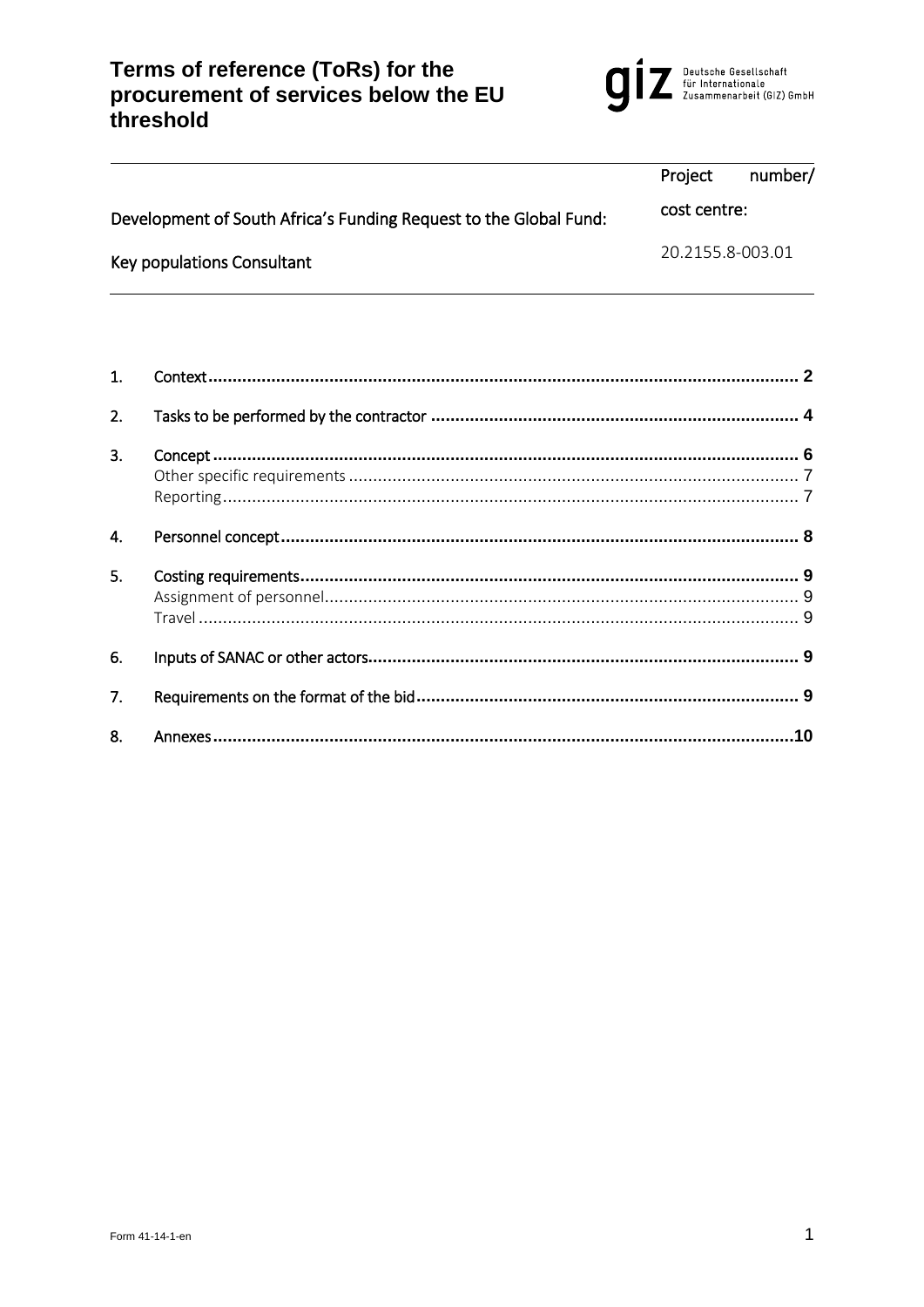# Terms of reference (ToRs) for the procurement of services below the EU threshold

Deutsche Gesellschaft für Internationale Zusammenarbeit (GIZ) GmbH

| Development of South Africa's Funding Request to the Global Fund: Key populations Consultant | Project number/ cost centre: 20.2155.8-003.01 |
|---|---|

1. Context ........ 2
2. Tasks to be performed by the contractor ........ 4
3. Concept ........ 6
   - Other specific requirements ........ 7
   - Reporting ........ 7
4. Personnel concept ........ 8
5. Costing requirements ........ 9
   - Assignment of personnel ........ 9
   - Travel ........ 9
6. Inputs of SANAC or other actors ........ 9
7. Requirements on the format of the bid ........ 9
8. Annexes ........ 10

Form 41-14-1-en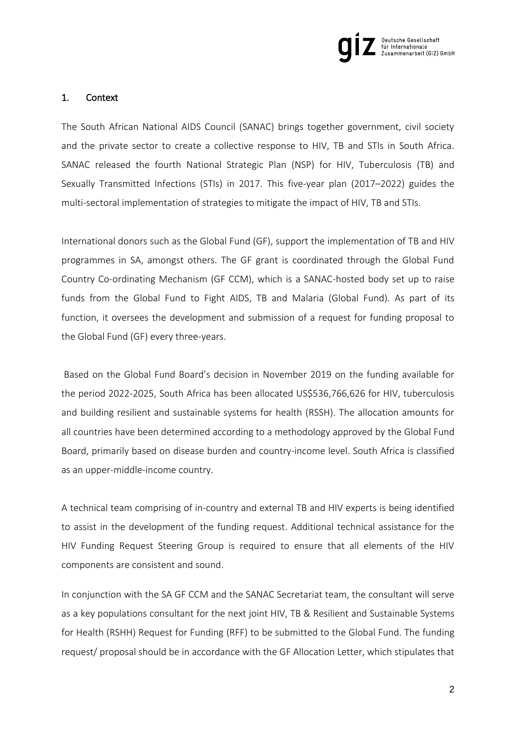## 1. Context

The South African National AIDS Council (SANAC) brings together government, civil society and the private sector to create a collective response to HIV, TB and STIs in South Africa. SANAC released the fourth National Strategic Plan (NSP) for HIV, Tuberculosis (TB) and Sexually Transmitted Infections (STIs) in 2017. This five-year plan (2017–2022) guides the multi-sectoral implementation of strategies to mitigate the impact of HIV, TB and STIs.

International donors such as the Global Fund (GF), support the implementation of TB and HIV programmes in SA, amongst others. The GF grant is coordinated through the Global Fund Country Co-ordinating Mechanism (GF CCM), which is a SANAC-hosted body set up to raise funds from the Global Fund to Fight AIDS, TB and Malaria (Global Fund). As part of its function, it oversees the development and submission of a request for funding proposal to the Global Fund (GF) every three-years.

Based on the Global Fund Board's decision in November 2019 on the funding available for the period 2022-2025, South Africa has been allocated US$536,766,626 for HIV, tuberculosis and building resilient and sustainable systems for health (RSSH). The allocation amounts for all countries have been determined according to a methodology approved by the Global Fund Board, primarily based on disease burden and country-income level. South Africa is classified as an upper-middle-income country.

A technical team comprising of in-country and external TB and HIV experts is being identified to assist in the development of the funding request. Additional technical assistance for the HIV Funding Request Steering Group is required to ensure that all elements of the HIV components are consistent and sound.

In conjunction with the SA GF CCM and the SANAC Secretariat team, the consultant will serve as a key populations consultant for the next joint HIV, TB & Resilient and Sustainable Systems for Health (RSHH) Request for Funding (RFF) to be submitted to the Global Fund. The funding request/ proposal should be in accordance with the GF Allocation Letter, which stipulates that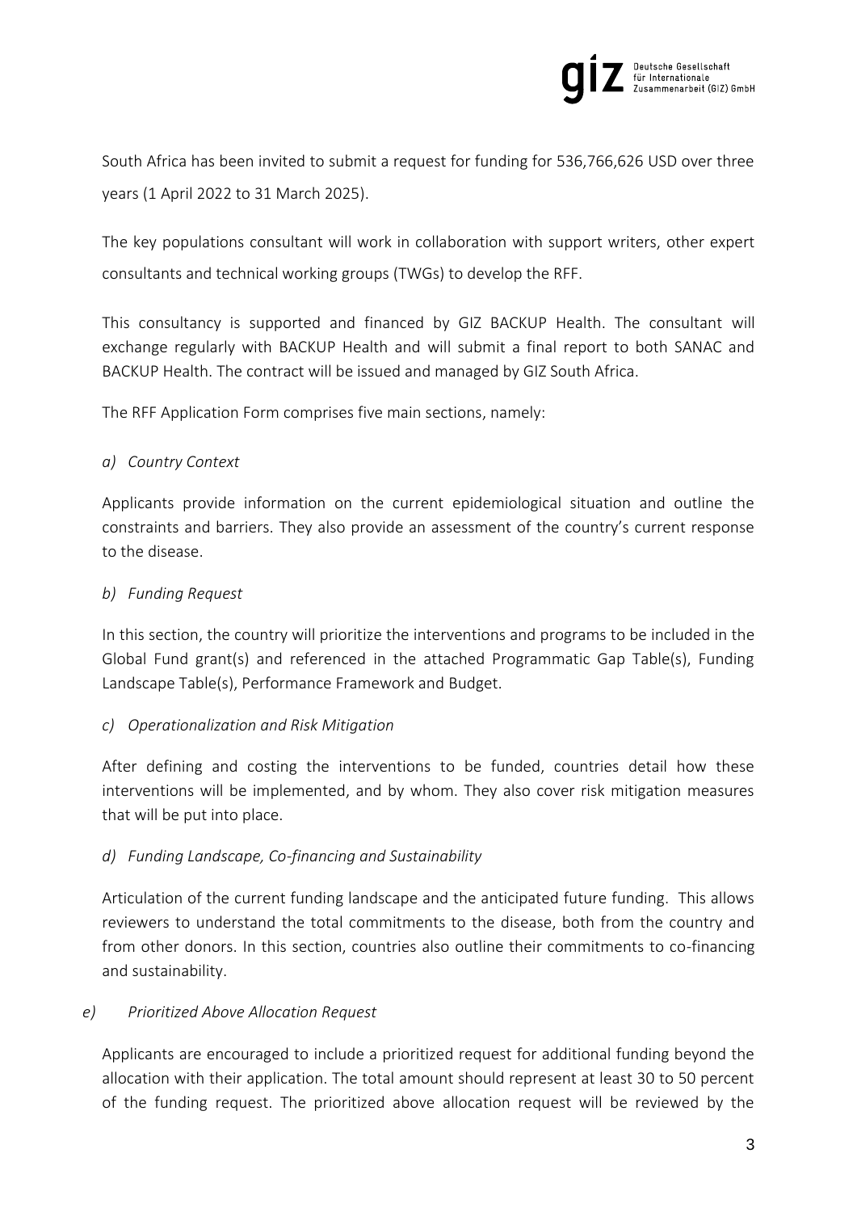South Africa has been invited to submit a request for funding for 536,766,626 USD over three years (1 April 2022 to 31 March 2025).

The key populations consultant will work in collaboration with support writers, other expert consultants and technical working groups (TWGs) to develop the RFF.

This consultancy is supported and financed by GIZ BACKUP Health. The consultant will exchange regularly with BACKUP Health and will submit a final report to both SANAC and BACKUP Health. The contract will be issued and managed by GIZ South Africa.

The RFF Application Form comprises five main sections, namely:

*a) Country Context*

Applicants provide information on the current epidemiological situation and outline the constraints and barriers. They also provide an assessment of the country's current response to the disease.

*b) Funding Request*

In this section, the country will prioritize the interventions and programs to be included in the Global Fund grant(s) and referenced in the attached Programmatic Gap Table(s), Funding Landscape Table(s), Performance Framework and Budget.

*c) Operationalization and Risk Mitigation*

After defining and costing the interventions to be funded, countries detail how these interventions will be implemented, and by whom. They also cover risk mitigation measures that will be put into place.

*d) Funding Landscape, Co-financing and Sustainability*

Articulation of the current funding landscape and the anticipated future funding. This allows reviewers to understand the total commitments to the disease, both from the country and from other donors. In this section, countries also outline their commitments to co-financing and sustainability.

*e) Prioritized Above Allocation Request*

Applicants are encouraged to include a prioritized request for additional funding beyond the allocation with their application. The total amount should represent at least 30 to 50 percent of the funding request. The prioritized above allocation request will be reviewed by the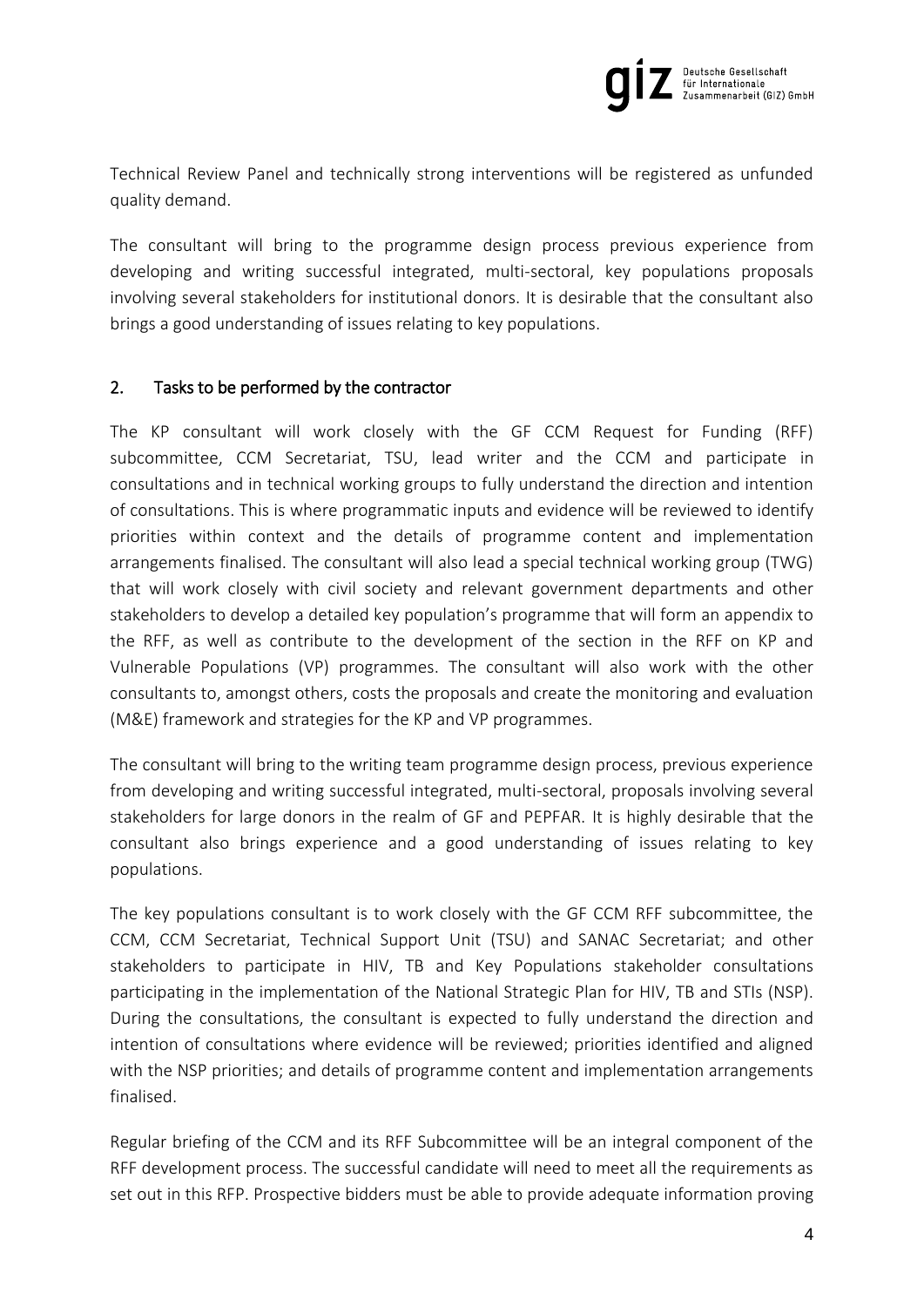Technical Review Panel and technically strong interventions will be registered as unfunded quality demand.

The consultant will bring to the programme design process previous experience from developing and writing successful integrated, multi-sectoral, key populations proposals involving several stakeholders for institutional donors. It is desirable that the consultant also brings a good understanding of issues relating to key populations.

## 2. Tasks to be performed by the contractor

The KP consultant will work closely with the GF CCM Request for Funding (RFF) subcommittee, CCM Secretariat, TSU, lead writer and the CCM and participate in consultations and in technical working groups to fully understand the direction and intention of consultations. This is where programmatic inputs and evidence will be reviewed to identify priorities within context and the details of programme content and implementation arrangements finalised. The consultant will also lead a special technical working group (TWG) that will work closely with civil society and relevant government departments and other stakeholders to develop a detailed key population's programme that will form an appendix to the RFF, as well as contribute to the development of the section in the RFF on KP and Vulnerable Populations (VP) programmes. The consultant will also work with the other consultants to, amongst others, costs the proposals and create the monitoring and evaluation (M&E) framework and strategies for the KP and VP programmes.

The consultant will bring to the writing team programme design process, previous experience from developing and writing successful integrated, multi-sectoral, proposals involving several stakeholders for large donors in the realm of GF and PEPFAR. It is highly desirable that the consultant also brings experience and a good understanding of issues relating to key populations.

The key populations consultant is to work closely with the GF CCM RFF subcommittee, the CCM, CCM Secretariat, Technical Support Unit (TSU) and SANAC Secretariat; and other stakeholders to participate in HIV, TB and Key Populations stakeholder consultations participating in the implementation of the National Strategic Plan for HIV, TB and STIs (NSP). During the consultations, the consultant is expected to fully understand the direction and intention of consultations where evidence will be reviewed; priorities identified and aligned with the NSP priorities; and details of programme content and implementation arrangements finalised.

Regular briefing of the CCM and its RFF Subcommittee will be an integral component of the RFF development process. The successful candidate will need to meet all the requirements as set out in this RFP. Prospective bidders must be able to provide adequate information proving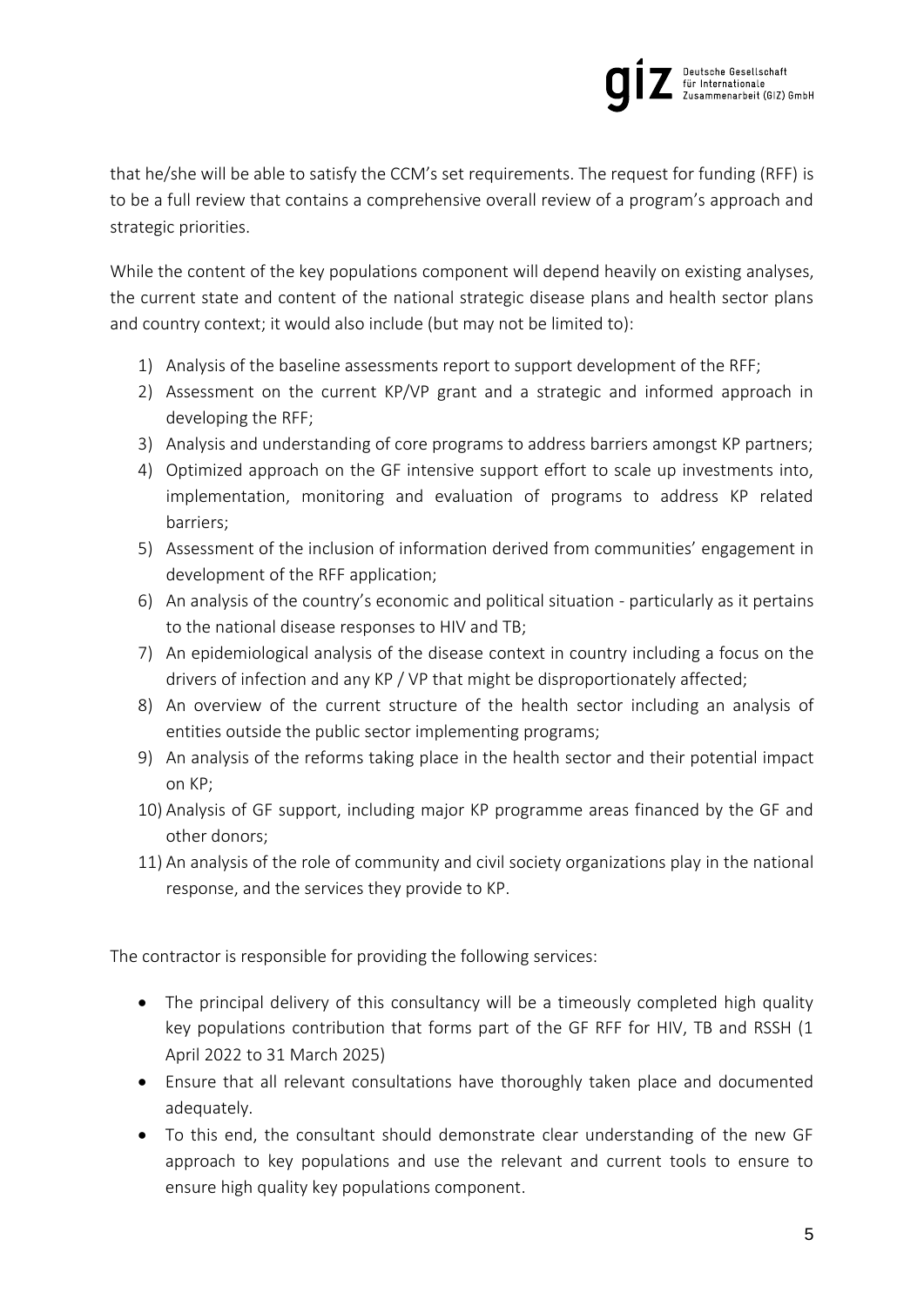that he/she will be able to satisfy the CCM's set requirements. The request for funding (RFF) is to be a full review that contains a comprehensive overall review of a program's approach and strategic priorities.

While the content of the key populations component will depend heavily on existing analyses, the current state and content of the national strategic disease plans and health sector plans and country context; it would also include (but may not be limited to):

1) Analysis of the baseline assessments report to support development of the RFF;
2) Assessment on the current KP/VP grant and a strategic and informed approach in developing the RFF;
3) Analysis and understanding of core programs to address barriers amongst KP partners;
4) Optimized approach on the GF intensive support effort to scale up investments into, implementation, monitoring and evaluation of programs to address KP related barriers;
5) Assessment of the inclusion of information derived from communities' engagement in development of the RFF application;
6) An analysis of the country's economic and political situation - particularly as it pertains to the national disease responses to HIV and TB;
7) An epidemiological analysis of the disease context in country including a focus on the drivers of infection and any KP / VP that might be disproportionately affected;
8) An overview of the current structure of the health sector including an analysis of entities outside the public sector implementing programs;
9) An analysis of the reforms taking place in the health sector and their potential impact on KP;
10) Analysis of GF support, including major KP programme areas financed by the GF and other donors;
11) An analysis of the role of community and civil society organizations play in the national response, and the services they provide to KP.

The contractor is responsible for providing the following services:

- The principal delivery of this consultancy will be a timeously completed high quality key populations contribution that forms part of the GF RFF for HIV, TB and RSSH (1 April 2022 to 31 March 2025)
- Ensure that all relevant consultations have thoroughly taken place and documented adequately.
- To this end, the consultant should demonstrate clear understanding of the new GF approach to key populations and use the relevant and current tools to ensure to ensure high quality key populations component.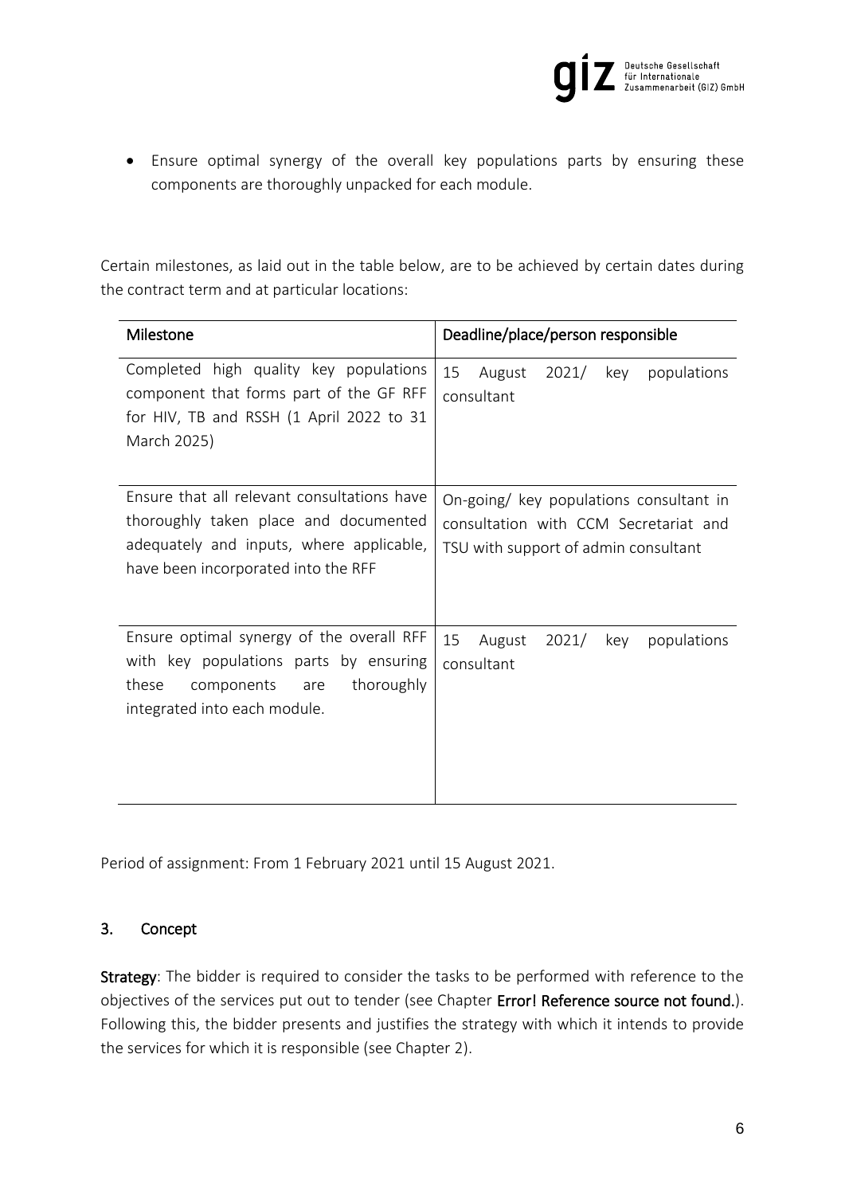- Ensure optimal synergy of the overall key populations parts by ensuring these components are thoroughly unpacked for each module.

Certain milestones, as laid out in the table below, are to be achieved by certain dates during the contract term and at particular locations:

| Milestone | Deadline/place/person responsible |
|---|---|
| Completed high quality key populations component that forms part of the GF RFF for HIV, TB and RSSH (1 April 2022 to 31 March 2025) | 15 August 2021/ key populations consultant |
| Ensure that all relevant consultations have thoroughly taken place and documented adequately and inputs, where applicable, have been incorporated into the RFF | On-going/ key populations consultant in consultation with CCM Secretariat and TSU with support of admin consultant |
| Ensure optimal synergy of the overall RFF with key populations parts by ensuring these components are thoroughly integrated into each module. | 15 August 2021/ key populations consultant |

Period of assignment: From 1 February 2021 until 15 August 2021.

## 3. Concept

**Strategy**: The bidder is required to consider the tasks to be performed with reference to the objectives of the services put out to tender (see Chapter **Error! Reference source not found.**). Following this, the bidder presents and justifies the strategy with which it intends to provide the services for which it is responsible (see Chapter 2).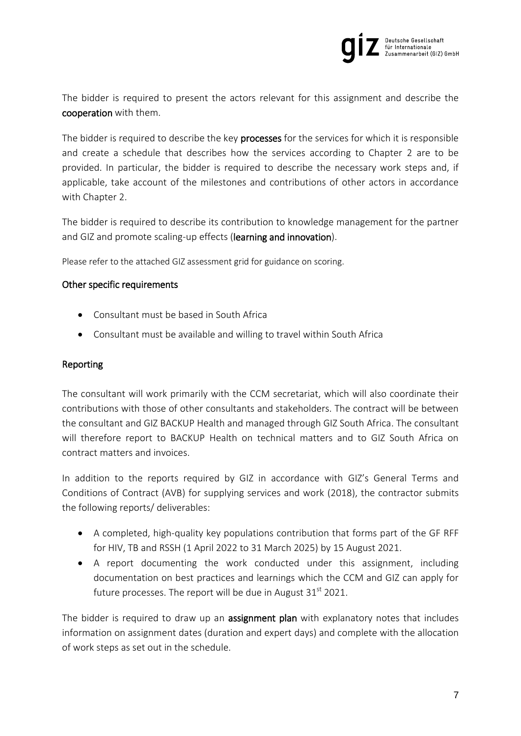The bidder is required to present the actors relevant for this assignment and describe the **cooperation** with them.

The bidder is required to describe the key **processes** for the services for which it is responsible and create a schedule that describes how the services according to Chapter 2 are to be provided. In particular, the bidder is required to describe the necessary work steps and, if applicable, take account of the milestones and contributions of other actors in accordance with Chapter 2.

The bidder is required to describe its contribution to knowledge management for the partner and GIZ and promote scaling-up effects (**learning and innovation**).

Please refer to the attached GIZ assessment grid for guidance on scoring.

## Other specific requirements

- Consultant must be based in South Africa
- Consultant must be available and willing to travel within South Africa

## Reporting

The consultant will work primarily with the CCM secretariat, which will also coordinate their contributions with those of other consultants and stakeholders. The contract will be between the consultant and GIZ BACKUP Health and managed through GIZ South Africa. The consultant will therefore report to BACKUP Health on technical matters and to GIZ South Africa on contract matters and invoices.

In addition to the reports required by GIZ in accordance with GIZ's General Terms and Conditions of Contract (AVB) for supplying services and work (2018), the contractor submits the following reports/ deliverables:

- A completed, high-quality key populations contribution that forms part of the GF RFF for HIV, TB and RSSH (1 April 2022 to 31 March 2025) by 15 August 2021.
- A report documenting the work conducted under this assignment, including documentation on best practices and learnings which the CCM and GIZ can apply for future processes. The report will be due in August 31st 2021.

The bidder is required to draw up an **assignment plan** with explanatory notes that includes information on assignment dates (duration and expert days) and complete with the allocation of work steps as set out in the schedule.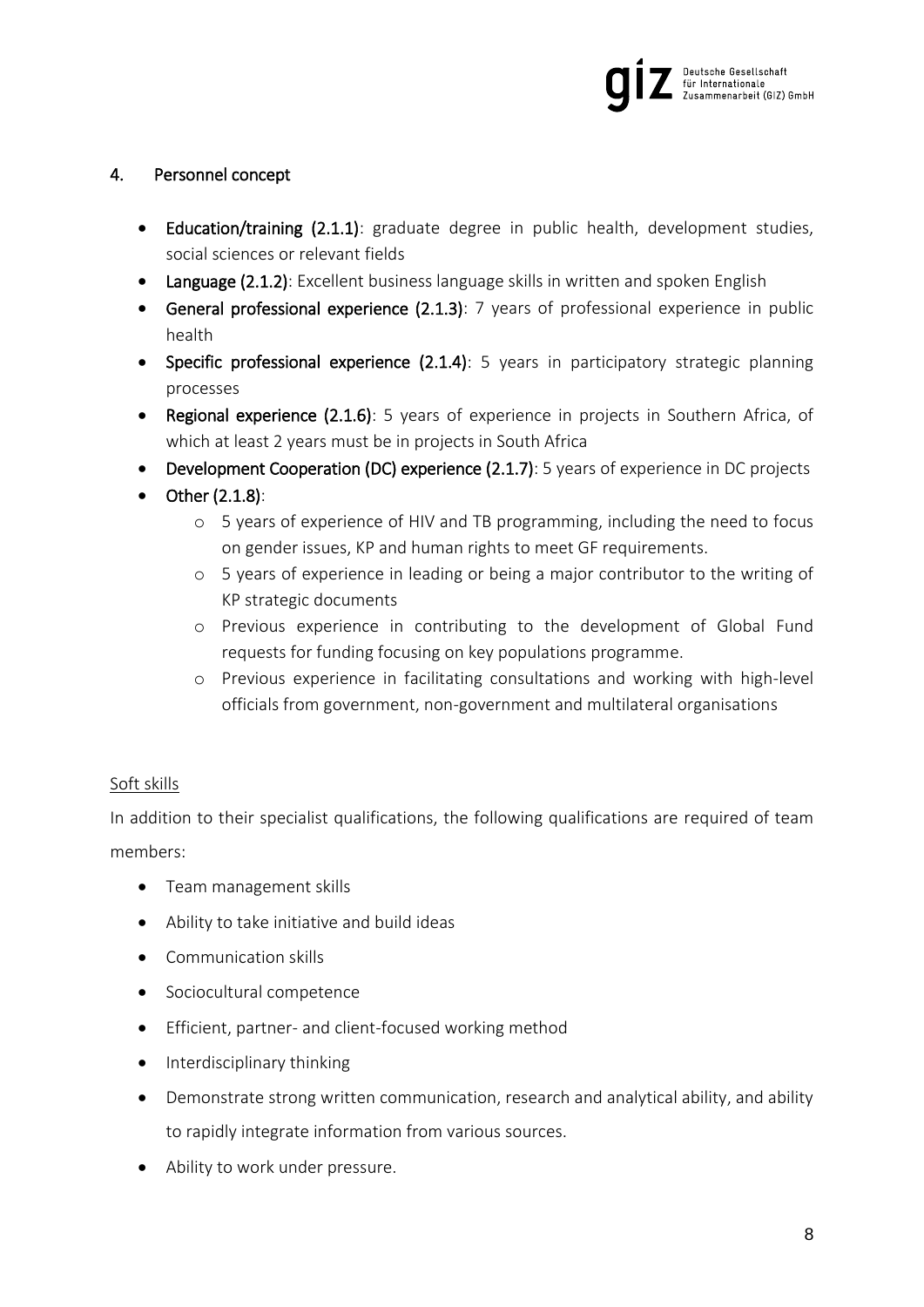## 4. Personnel concept

- **Education/training (2.1.1)**: graduate degree in public health, development studies, social sciences or relevant fields
- **Language (2.1.2)**: Excellent business language skills in written and spoken English
- **General professional experience (2.1.3)**: 7 years of professional experience in public health
- **Specific professional experience (2.1.4)**: 5 years in participatory strategic planning processes
- **Regional experience (2.1.6)**: 5 years of experience in projects in Southern Africa, of which at least 2 years must be in projects in South Africa
- **Development Cooperation (DC) experience (2.1.7)**: 5 years of experience in DC projects
- **Other (2.1.8)**:
  - 5 years of experience of HIV and TB programming, including the need to focus on gender issues, KP and human rights to meet GF requirements.
  - 5 years of experience in leading or being a major contributor to the writing of KP strategic documents
  - Previous experience in contributing to the development of Global Fund requests for funding focusing on key populations programme.
  - Previous experience in facilitating consultations and working with high-level officials from government, non-government and multilateral organisations

<u>Soft skills</u>

In addition to their specialist qualifications, the following qualifications are required of team members:

- Team management skills
- Ability to take initiative and build ideas
- Communication skills
- Sociocultural competence
- Efficient, partner- and client-focused working method
- Interdisciplinary thinking
- Demonstrate strong written communication, research and analytical ability, and ability to rapidly integrate information from various sources.
- Ability to work under pressure.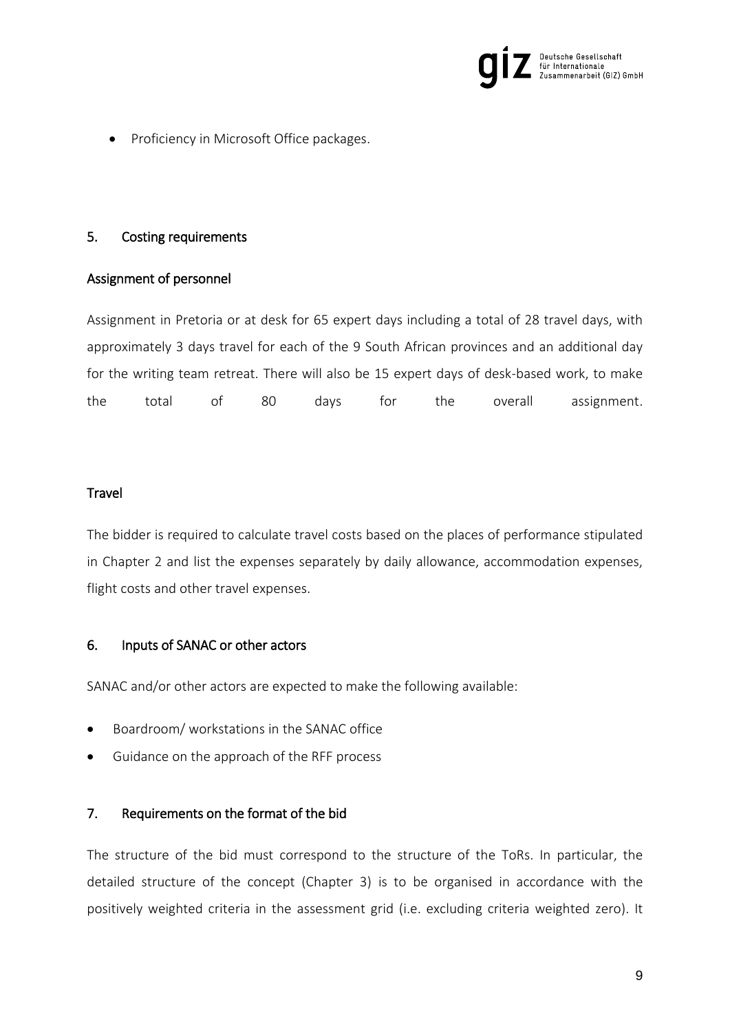- Proficiency in Microsoft Office packages.

## 5. Costing requirements

### Assignment of personnel

Assignment in Pretoria or at desk for 65 expert days including a total of 28 travel days, with approximately 3 days travel for each of the 9 South African provinces and an additional day for the writing team retreat. There will also be 15 expert days of desk-based work, to make the total of 80 days for the overall assignment.

### Travel

The bidder is required to calculate travel costs based on the places of performance stipulated in Chapter 2 and list the expenses separately by daily allowance, accommodation expenses, flight costs and other travel expenses.

## 6. Inputs of SANAC or other actors

SANAC and/or other actors are expected to make the following available:

- Boardroom/ workstations in the SANAC office
- Guidance on the approach of the RFF process

## 7. Requirements on the format of the bid

The structure of the bid must correspond to the structure of the ToRs. In particular, the detailed structure of the concept (Chapter 3) is to be organised in accordance with the positively weighted criteria in the assessment grid (i.e. excluding criteria weighted zero). It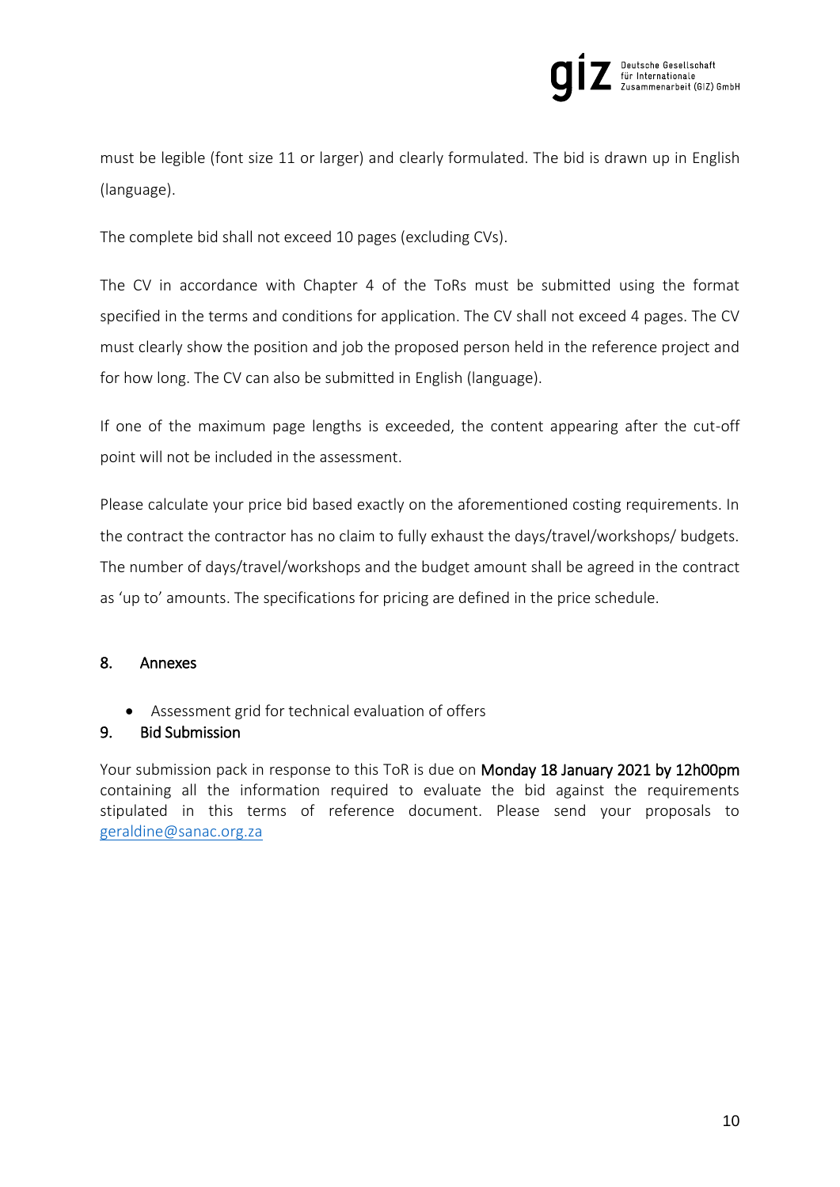must be legible (font size 11 or larger) and clearly formulated. The bid is drawn up in English (language).

The complete bid shall not exceed 10 pages (excluding CVs).

The CV in accordance with Chapter 4 of the ToRs must be submitted using the format specified in the terms and conditions for application. The CV shall not exceed 4 pages. The CV must clearly show the position and job the proposed person held in the reference project and for how long. The CV can also be submitted in English (language).

If one of the maximum page lengths is exceeded, the content appearing after the cut-off point will not be included in the assessment.

Please calculate your price bid based exactly on the aforementioned costing requirements. In the contract the contractor has no claim to fully exhaust the days/travel/workshops/ budgets. The number of days/travel/workshops and the budget amount shall be agreed in the contract as 'up to' amounts. The specifications for pricing are defined in the price schedule.

## 8. Annexes

- Assessment grid for technical evaluation of offers

## 9. Bid Submission

Your submission pack in response to this ToR is due on **Monday 18 January 2021 by 12h00pm** containing all the information required to evaluate the bid against the requirements stipulated in this terms of reference document. Please send your proposals to geraldine@sanac.org.za